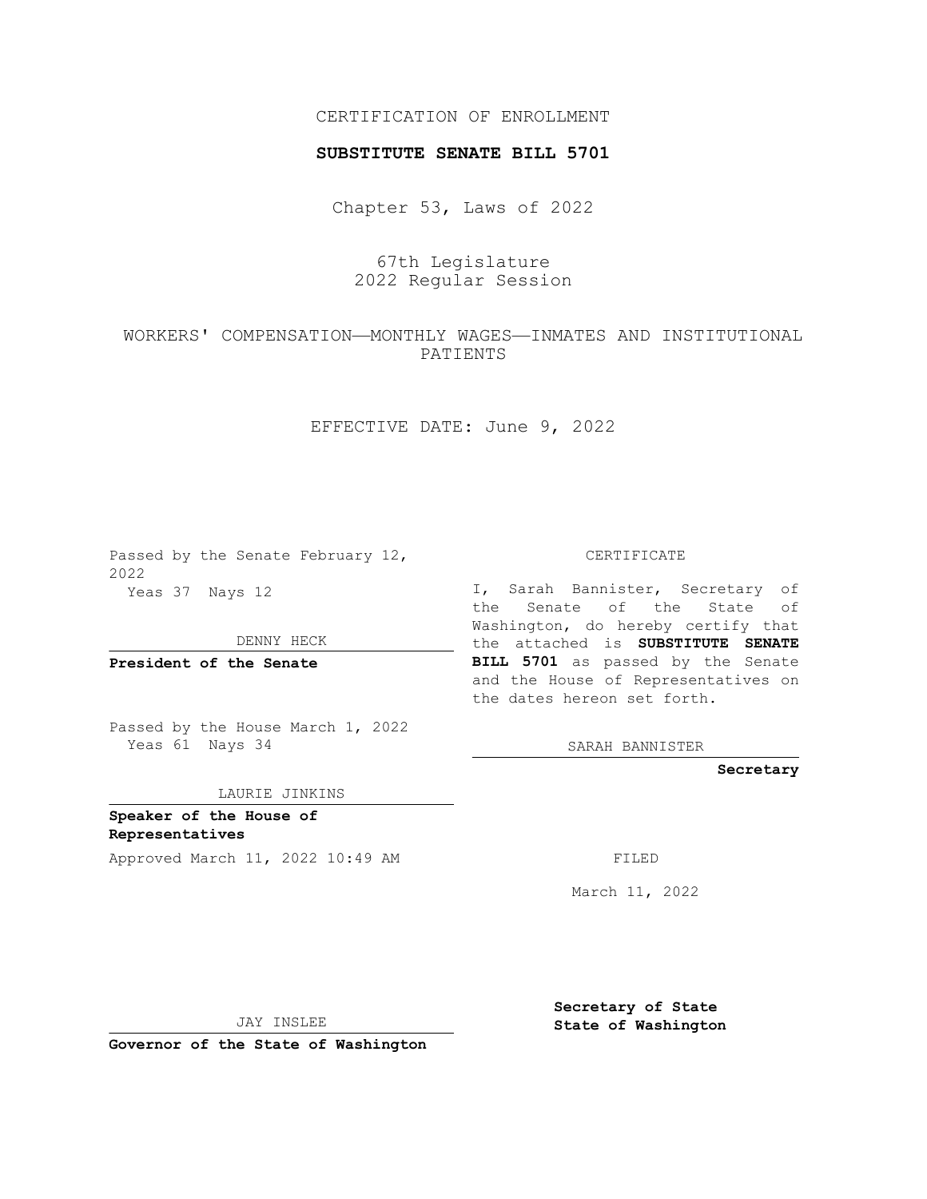CERTIFICATION OF ENROLLMENT

**SUBSTITUTE SENATE BILL 5701**

Chapter 53, Laws of 2022

67th Legislature
2022 Regular Session

WORKERS' COMPENSATION—MONTHLY WAGES—INMATES AND INSTITUTIONAL PATIENTS

EFFECTIVE DATE: June 9, 2022

Passed by the Senate February 12, 2022
Yeas 37 Nays 12

DENNY HECK

**President of the Senate**

Passed by the House March 1, 2022
Yeas 61 Nays 34

LAURIE JINKINS

**Speaker of the House of Representatives**

Approved March 11, 2022 10:49 AM

JAY INSLEE

**Governor of the State of Washington**

CERTIFICATE

I, Sarah Bannister, Secretary of the Senate of the State of Washington, do hereby certify that the attached is **SUBSTITUTE SENATE BILL 5701** as passed by the Senate and the House of Representatives on the dates hereon set forth.

SARAH BANNISTER

**Secretary**

FILED

March 11, 2022

**Secretary of State**
**State of Washington**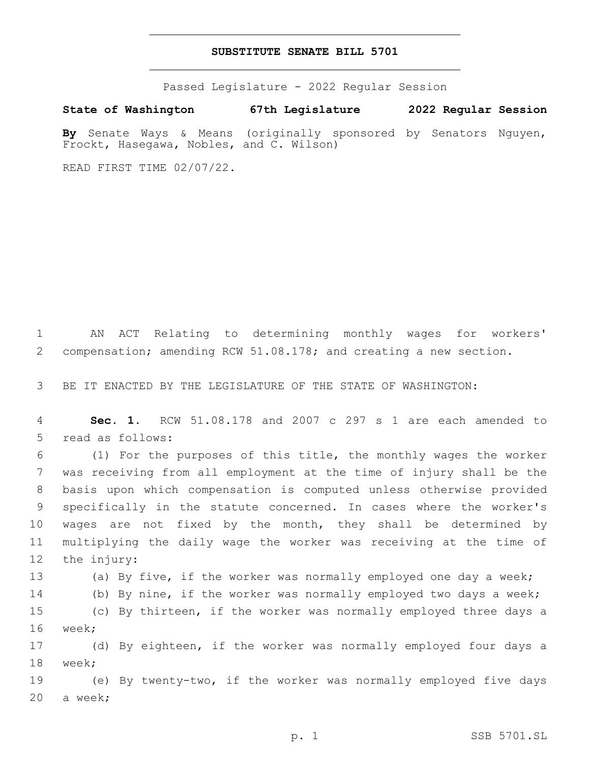# SUBSTITUTE SENATE BILL 5701

Passed Legislature - 2022 Regular Session

**State of Washington 67th Legislature 2022 Regular Session**

**By** Senate Ways & Means (originally sponsored by Senators Nguyen, Frockt, Hasegawa, Nobles, and C. Wilson)

READ FIRST TIME 02/07/22.

1 AN ACT Relating to determining monthly wages for workers' 2 compensation; amending RCW 51.08.178; and creating a new section.

3 BE IT ENACTED BY THE LEGISLATURE OF THE STATE OF WASHINGTON:

4 **Sec. 1.** RCW 51.08.178 and 2007 c 297 s 1 are each amended to 5 read as follows:

6 (1) For the purposes of this title, the monthly wages the worker 7 was receiving from all employment at the time of injury shall be the 8 basis upon which compensation is computed unless otherwise provided 9 specifically in the statute concerned. In cases where the worker's 10 wages are not fixed by the month, they shall be determined by 11 multiplying the daily wage the worker was receiving at the time of 12 the injury:

13 (a) By five, if the worker was normally employed one day a week;

14 (b) By nine, if the worker was normally employed two days a week;

15 (c) By thirteen, if the worker was normally employed three days a 16 week;

17 (d) By eighteen, if the worker was normally employed four days a 18 week;

19 (e) By twenty-two, if the worker was normally employed five days 20 a week;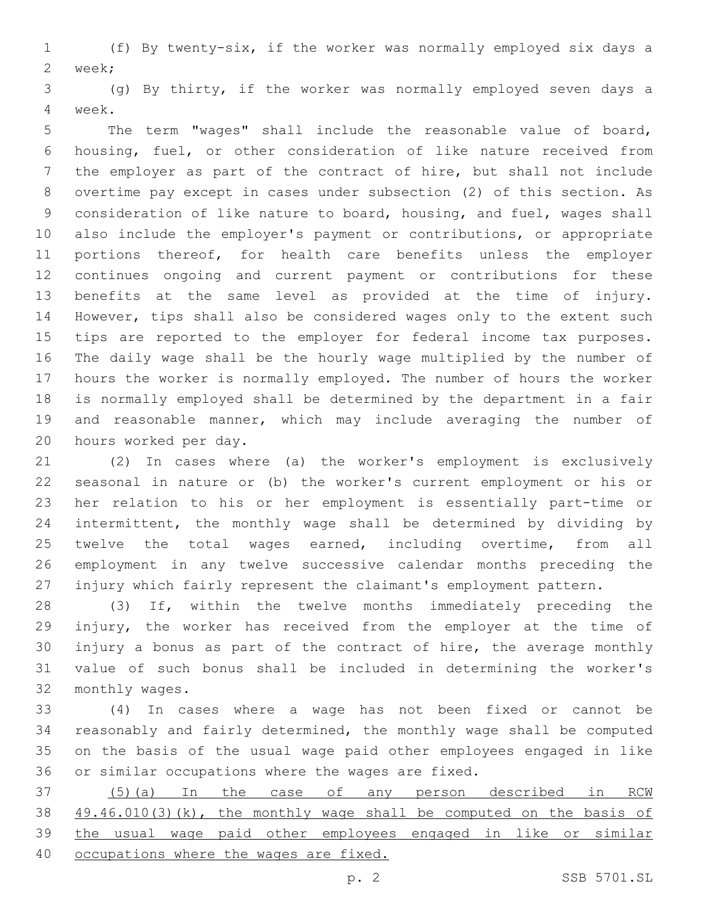(f) By twenty-six, if the worker was normally employed six days a week;

(g) By thirty, if the worker was normally employed seven days a week.

The term "wages" shall include the reasonable value of board, housing, fuel, or other consideration of like nature received from the employer as part of the contract of hire, but shall not include overtime pay except in cases under subsection (2) of this section. As consideration of like nature to board, housing, and fuel, wages shall also include the employer's payment or contributions, or appropriate portions thereof, for health care benefits unless the employer continues ongoing and current payment or contributions for these benefits at the same level as provided at the time of injury. However, tips shall also be considered wages only to the extent such tips are reported to the employer for federal income tax purposes. The daily wage shall be the hourly wage multiplied by the number of hours the worker is normally employed. The number of hours the worker is normally employed shall be determined by the department in a fair and reasonable manner, which may include averaging the number of hours worked per day.

(2) In cases where (a) the worker's employment is exclusively seasonal in nature or (b) the worker's current employment or his or her relation to his or her employment is essentially part-time or intermittent, the monthly wage shall be determined by dividing by twelve the total wages earned, including overtime, from all employment in any twelve successive calendar months preceding the injury which fairly represent the claimant's employment pattern.

(3) If, within the twelve months immediately preceding the injury, the worker has received from the employer at the time of injury a bonus as part of the contract of hire, the average monthly value of such bonus shall be included in determining the worker's monthly wages.

(4) In cases where a wage has not been fixed or cannot be reasonably and fairly determined, the monthly wage shall be computed on the basis of the usual wage paid other employees engaged in like or similar occupations where the wages are fixed.

<u>(5)(a) In the case of any person described in RCW 49.46.010(3)(k), the monthly wage shall be computed on the basis of the usual wage paid other employees engaged in like or similar occupations where the wages are fixed.</u>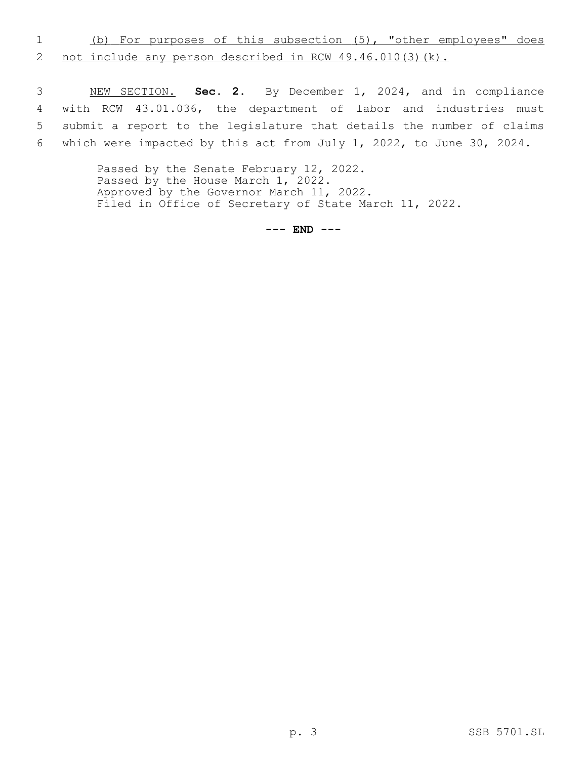(b) For purposes of this subsection (5), "other employees" does not include any person described in RCW 49.46.010(3)(k).

NEW SECTION. **Sec. 2.** By December 1, 2024, and in compliance with RCW 43.01.036, the department of labor and industries must submit a report to the legislature that details the number of claims which were impacted by this act from July 1, 2022, to June 30, 2024.

Passed by the Senate February 12, 2022.
Passed by the House March 1, 2022.
Approved by the Governor March 11, 2022.
Filed in Office of Secretary of State March 11, 2022.

**--- END ---**